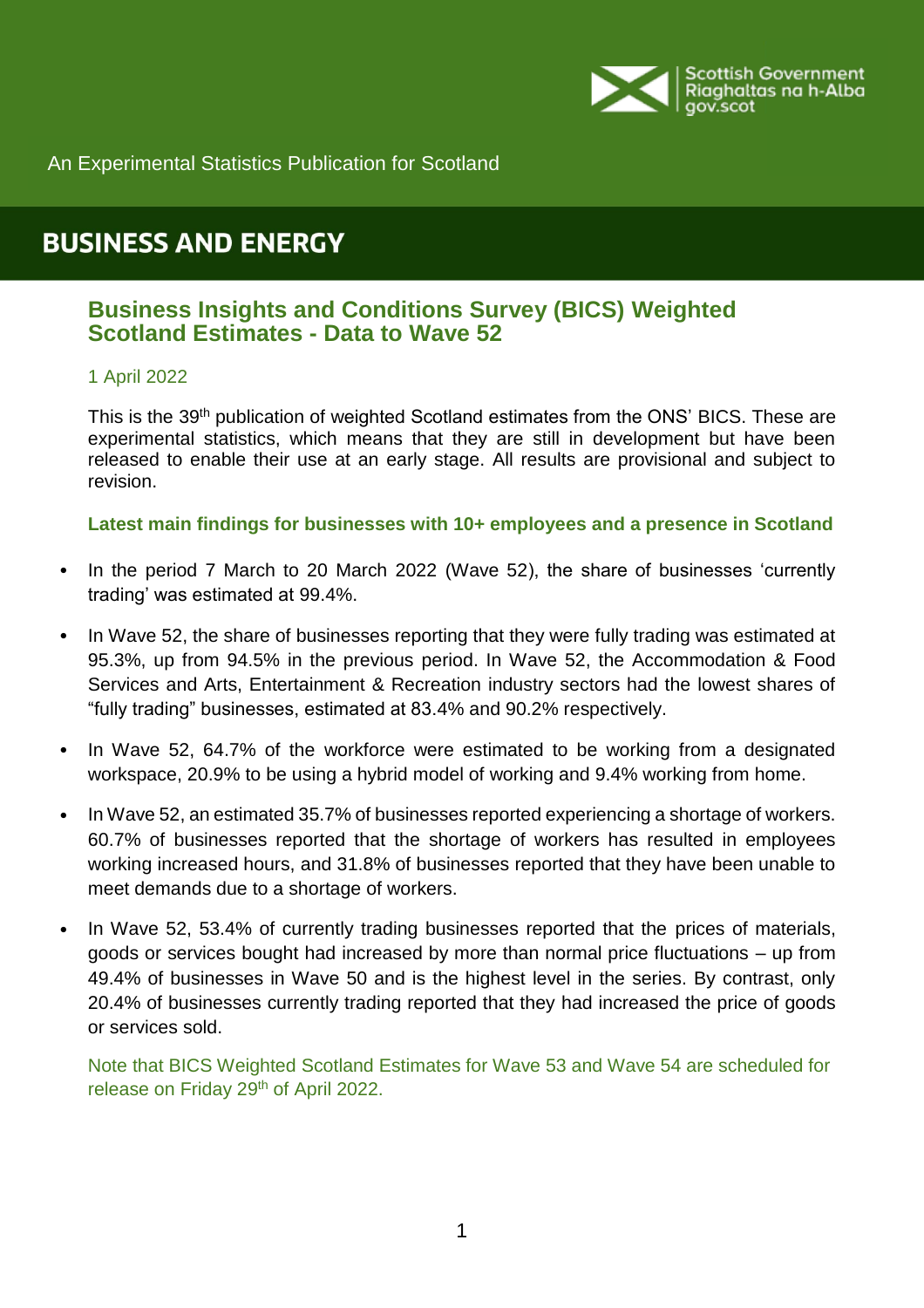Scottish Government
Riaghaltas na h-Alba
gov.scot

An Experimental Statistics Publication for Scotland

# BUSINESS AND ENERGY

## Business Insights and Conditions Survey (BICS) Weighted Scotland Estimates - Data to Wave 52

1 April 2022

This is the 39th publication of weighted Scotland estimates from the ONS' BICS. These are experimental statistics, which means that they are still in development but have been released to enable their use at an early stage. All results are provisional and subject to revision.

**Latest main findings for businesses with 10+ employees and a presence in Scotland**

- In the period 7 March to 20 March 2022 (Wave 52), the share of businesses 'currently trading' was estimated at 99.4%.
- In Wave 52, the share of businesses reporting that they were fully trading was estimated at 95.3%, up from 94.5% in the previous period. In Wave 52, the Accommodation & Food Services and Arts, Entertainment & Recreation industry sectors had the lowest shares of "fully trading" businesses, estimated at 83.4% and 90.2% respectively.
- In Wave 52, 64.7% of the workforce were estimated to be working from a designated workspace, 20.9% to be using a hybrid model of working and 9.4% working from home.
- In Wave 52, an estimated 35.7% of businesses reported experiencing a shortage of workers. 60.7% of businesses reported that the shortage of workers has resulted in employees working increased hours, and 31.8% of businesses reported that they have been unable to meet demands due to a shortage of workers.
- In Wave 52, 53.4% of currently trading businesses reported that the prices of materials, goods or services bought had increased by more than normal price fluctuations – up from 49.4% of businesses in Wave 50 and is the highest level in the series. By contrast, only 20.4% of businesses currently trading reported that they had increased the price of goods or services sold.

Note that BICS Weighted Scotland Estimates for Wave 53 and Wave 54 are scheduled for release on Friday 29th of April 2022.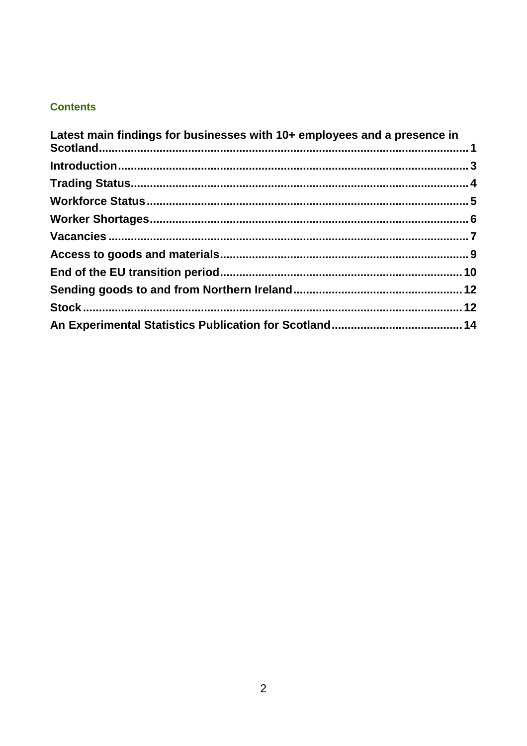## Contents

- **Latest main findings for businesses with 10+ employees and a presence in Scotland** ..... 1
- **Introduction** ..... 3
- **Trading Status** ..... 4
- **Workforce Status** ..... 5
- **Worker Shortages** ..... 6
- **Vacancies** ..... 7
- **Access to goods and materials** ..... 9
- **End of the EU transition period** ..... 10
- **Sending goods to and from Northern Ireland** ..... 12
- **Stock** ..... 12
- **An Experimental Statistics Publication for Scotland** ..... 14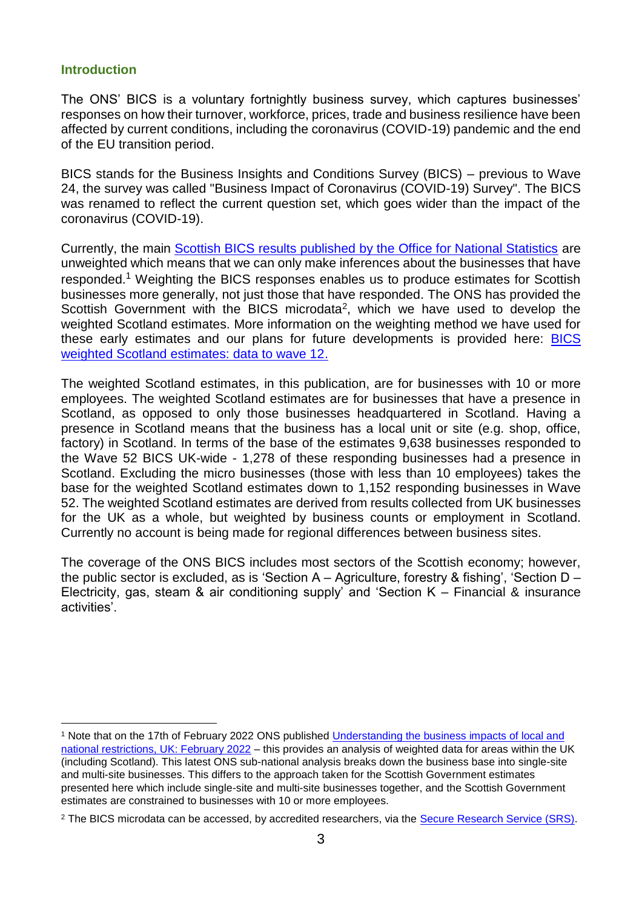## Introduction

The ONS' BICS is a voluntary fortnightly business survey, which captures businesses' responses on how their turnover, workforce, prices, trade and business resilience have been affected by current conditions, including the coronavirus (COVID-19) pandemic and the end of the EU transition period.

BICS stands for the Business Insights and Conditions Survey (BICS) – previous to Wave 24, the survey was called "Business Impact of Coronavirus (COVID-19) Survey". The BICS was renamed to reflect the current question set, which goes wider than the impact of the coronavirus (COVID-19).

Currently, the main Scottish BICS results published by the Office for National Statistics are unweighted which means that we can only make inferences about the businesses that have responded.[1] Weighting the BICS responses enables us to produce estimates for Scottish businesses more generally, not just those that have responded. The ONS has provided the Scottish Government with the BICS microdata[2], which we have used to develop the weighted Scotland estimates. More information on the weighting method we have used for these early estimates and our plans for future developments is provided here: BICS weighted Scotland estimates: data to wave 12.

The weighted Scotland estimates, in this publication, are for businesses with 10 or more employees. The weighted Scotland estimates are for businesses that have a presence in Scotland, as opposed to only those businesses headquartered in Scotland. Having a presence in Scotland means that the business has a local unit or site (e.g. shop, office, factory) in Scotland. In terms of the base of the estimates 9,638 businesses responded to the Wave 52 BICS UK-wide - 1,278 of these responding businesses had a presence in Scotland. Excluding the micro businesses (those with less than 10 employees) takes the base for the weighted Scotland estimates down to 1,152 responding businesses in Wave 52. The weighted Scotland estimates are derived from results collected from UK businesses for the UK as a whole, but weighted by business counts or employment in Scotland. Currently no account is being made for regional differences between business sites.

The coverage of the ONS BICS includes most sectors of the Scottish economy; however, the public sector is excluded, as is 'Section A – Agriculture, forestry & fishing', 'Section D – Electricity, gas, steam & air conditioning supply' and 'Section K – Financial & insurance activities'.

---

[1] Note that on the 17th of February 2022 ONS published Understanding the business impacts of local and national restrictions, UK: February 2022 – this provides an analysis of weighted data for areas within the UK (including Scotland). This latest ONS sub-national analysis breaks down the business base into single-site and multi-site businesses. This differs to the approach taken for the Scottish Government estimates presented here which include single-site and multi-site businesses together, and the Scottish Government estimates are constrained to businesses with 10 or more employees.

[2] The BICS microdata can be accessed, by accredited researchers, via the Secure Research Service (SRS).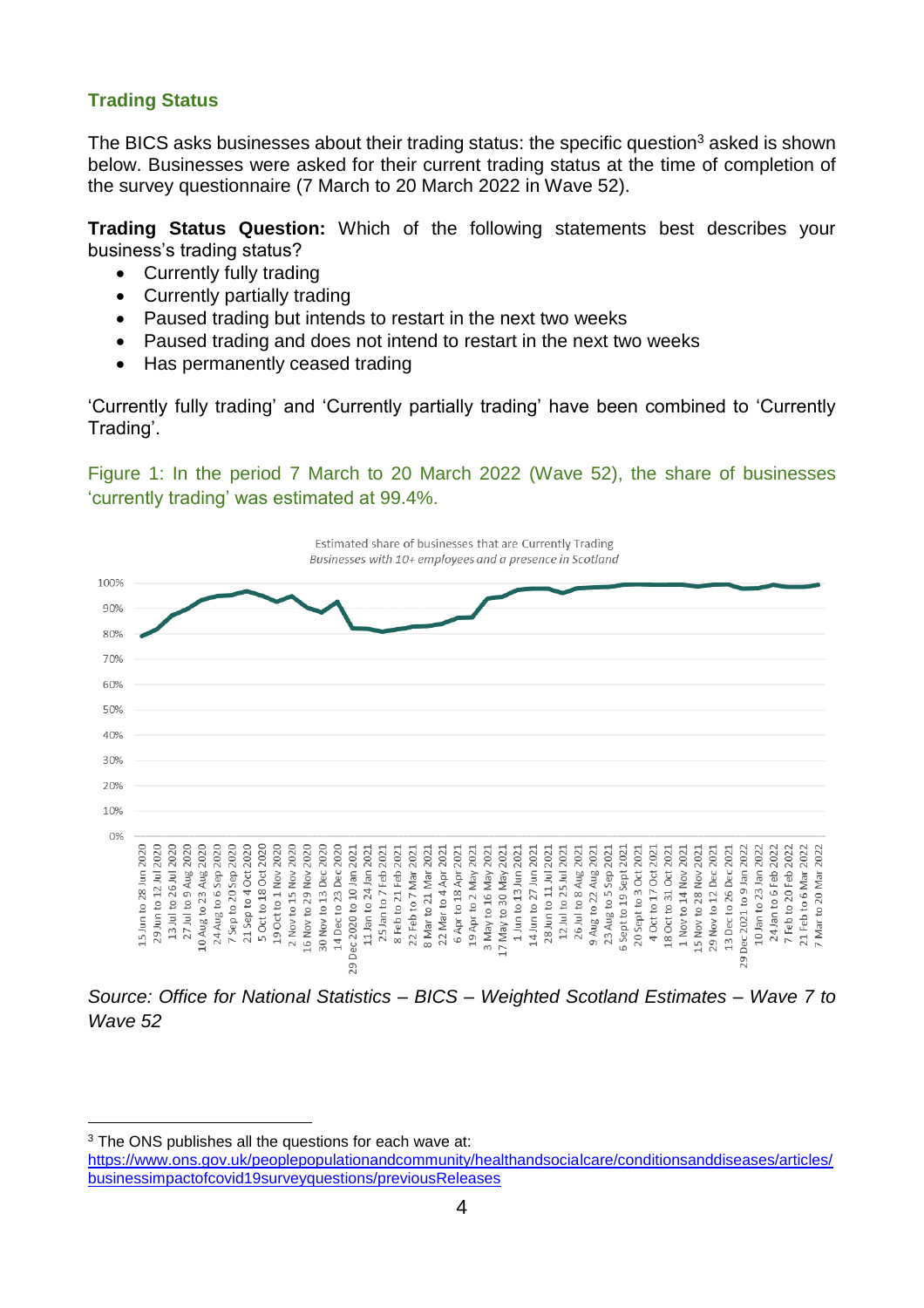### Trading Status

The BICS asks businesses about their trading status: the specific question[3] asked is shown below. Businesses were asked for their current trading status at the time of completion of the survey questionnaire (7 March to 20 March 2022 in Wave 52).

**Trading Status Question:** Which of the following statements best describes your business's trading status?

- Currently fully trading
- Currently partially trading
- Paused trading but intends to restart in the next two weeks
- Paused trading and does not intend to restart in the next two weeks
- Has permanently ceased trading

'Currently fully trading' and 'Currently partially trading' have been combined to 'Currently Trading'.

Figure 1: In the period 7 March to 20 March 2022 (Wave 52), the share of businesses 'currently trading' was estimated at 99.4%.

*Source: Office for National Statistics – BICS – Weighted Scotland Estimates – Wave 7 to Wave 52*

---

[3] The ONS publishes all the questions for each wave at: https://www.ons.gov.uk/peoplepopulationandcommunity/healthandsocialcare/conditionsanddiseases/articles/businessimpactofcovid19surveyquestions/previousReleases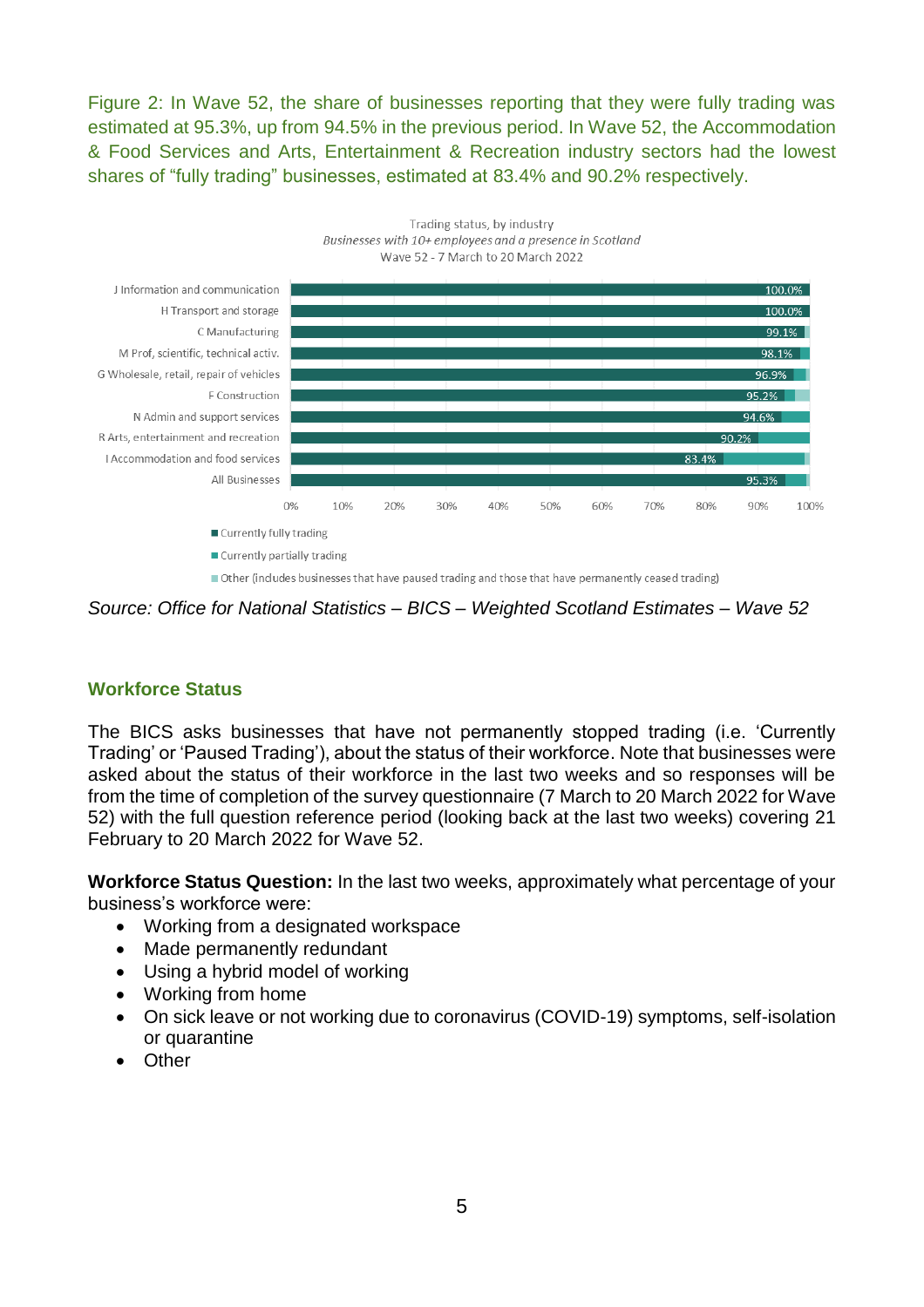Figure 2: In Wave 52, the share of businesses reporting that they were fully trading was estimated at 95.3%, up from 94.5% in the previous period. In Wave 52, the Accommodation & Food Services and Arts, Entertainment & Recreation industry sectors had the lowest shares of "fully trading" businesses, estimated at 83.4% and 90.2% respectively.

Trading status, by industry
*Businesses with 10+ employees and a presence in Scotland*
Wave 52 - 7 March to 20 March 2022

| Industry | Currently fully trading |
|---|---|
| J Information and communication | 100.0% |
| H Transport and storage | 100.0% |
| C Manufacturing | 99.1% |
| M Prof, scientific, technical activ. | 98.1% |
| G Wholesale, retail, repair of vehicles | 96.9% |
| F Construction | 95.2% |
| N Admin and support services | 94.6% |
| R Arts, entertainment and recreation | 90.2% |
| I Accommodation and food services | 83.4% |
| All Businesses | 95.3% |

Legend: Currently fully trading; Currently partially trading; Other (includes businesses that have paused trading and those that have permanently ceased trading)

*Source: Office for National Statistics – BICS – Weighted Scotland Estimates – Wave 52*

## Workforce Status

The BICS asks businesses that have not permanently stopped trading (i.e. 'Currently Trading' or 'Paused Trading'), about the status of their workforce. Note that businesses were asked about the status of their workforce in the last two weeks and so responses will be from the time of completion of the survey questionnaire (7 March to 20 March 2022 for Wave 52) with the full question reference period (looking back at the last two weeks) covering 21 February to 20 March 2022 for Wave 52.

**Workforce Status Question:** In the last two weeks, approximately what percentage of your business's workforce were:

- Working from a designated workspace
- Made permanently redundant
- Using a hybrid model of working
- Working from home
- On sick leave or not working due to coronavirus (COVID-19) symptoms, self-isolation or quarantine
- Other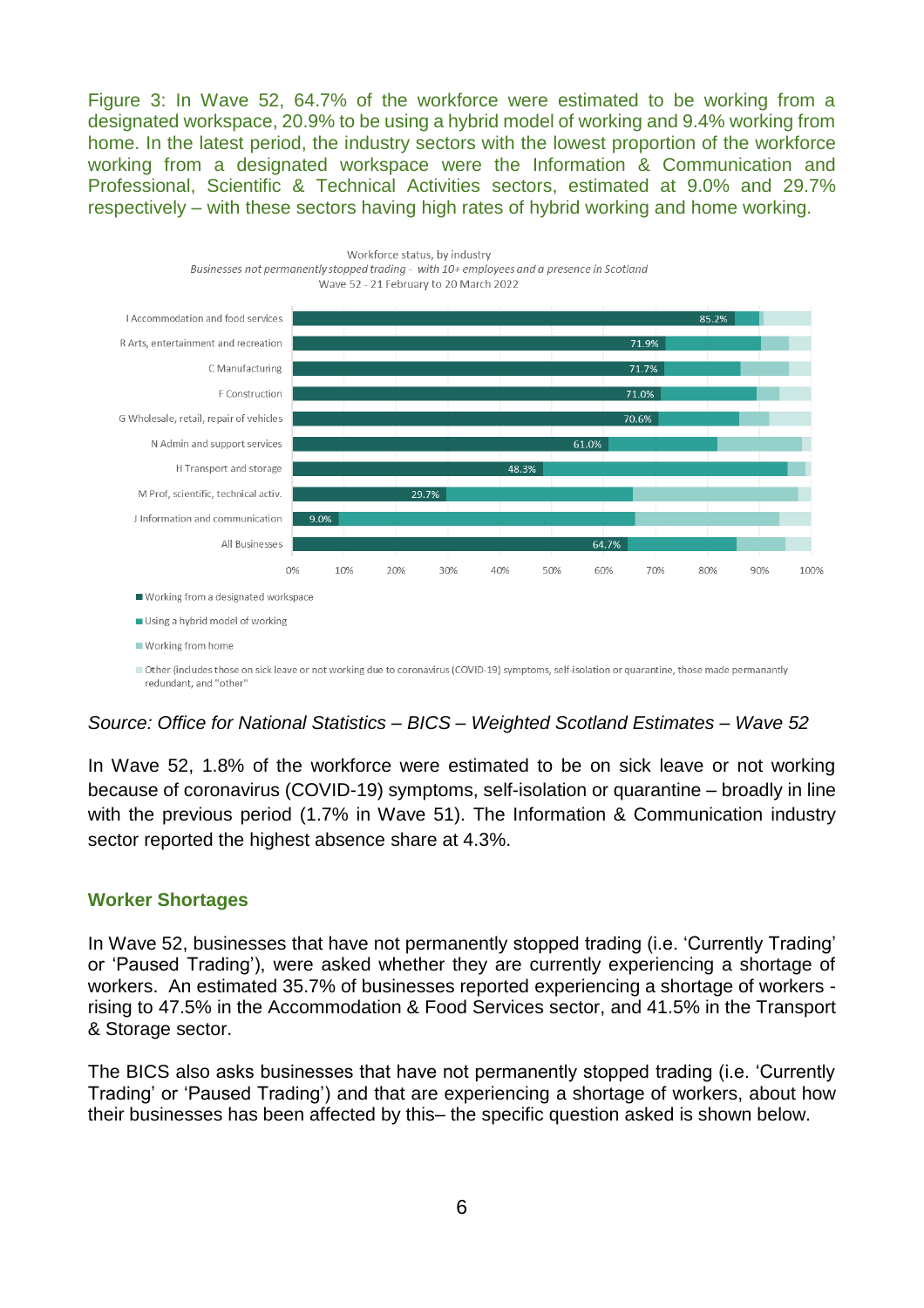Figure 3: In Wave 52, 64.7% of the workforce were estimated to be working from a designated workspace, 20.9% to be using a hybrid model of working and 9.4% working from home. In the latest period, the industry sectors with the lowest proportion of the workforce working from a designated workspace were the Information & Communication and Professional, Scientific & Technical Activities sectors, estimated at 9.0% and 29.7% respectively – with these sectors having high rates of hybrid working and home working.

Workforce status, by industry
*Businesses not permanently stopped trading - with 10+ employees and a presence in Scotland*
Wave 52 - 21 February to 20 March 2022

| Industry | Working from a designated workspace |
|---|---|
| I Accommodation and food services | 85.2% |
| R Arts, entertainment and recreation | 71.9% |
| C Manufacturing | 71.7% |
| F Construction | 71.0% |
| G Wholesale, retail, repair of vehicles | 70.6% |
| N Admin and support services | 61.0% |
| H Transport and storage | 48.3% |
| M Prof, scientific, technical activ. | 29.7% |
| J Information and communication | 9.0% |
| All Businesses | 64.7% |

- Working from a designated workspace
- Using a hybrid model of working
- Working from home
- Other (includes those on sick leave or not working due to coronavirus (COVID-19) symptoms, self-isolation or quarantine, those made permanantly redundant, and "other"

*Source: Office for National Statistics – BICS – Weighted Scotland Estimates – Wave 52*

In Wave 52, 1.8% of the workforce were estimated to be on sick leave or not working because of coronavirus (COVID-19) symptoms, self-isolation or quarantine – broadly in line with the previous period (1.7% in Wave 51). The Information & Communication industry sector reported the highest absence share at 4.3%.

## Worker Shortages

In Wave 52, businesses that have not permanently stopped trading (i.e. 'Currently Trading' or 'Paused Trading'), were asked whether they are currently experiencing a shortage of workers. An estimated 35.7% of businesses reported experiencing a shortage of workers - rising to 47.5% in the Accommodation & Food Services sector, and 41.5% in the Transport & Storage sector.

The BICS also asks businesses that have not permanently stopped trading (i.e. 'Currently Trading' or 'Paused Trading') and that are experiencing a shortage of workers, about how their businesses has been affected by this– the specific question asked is shown below.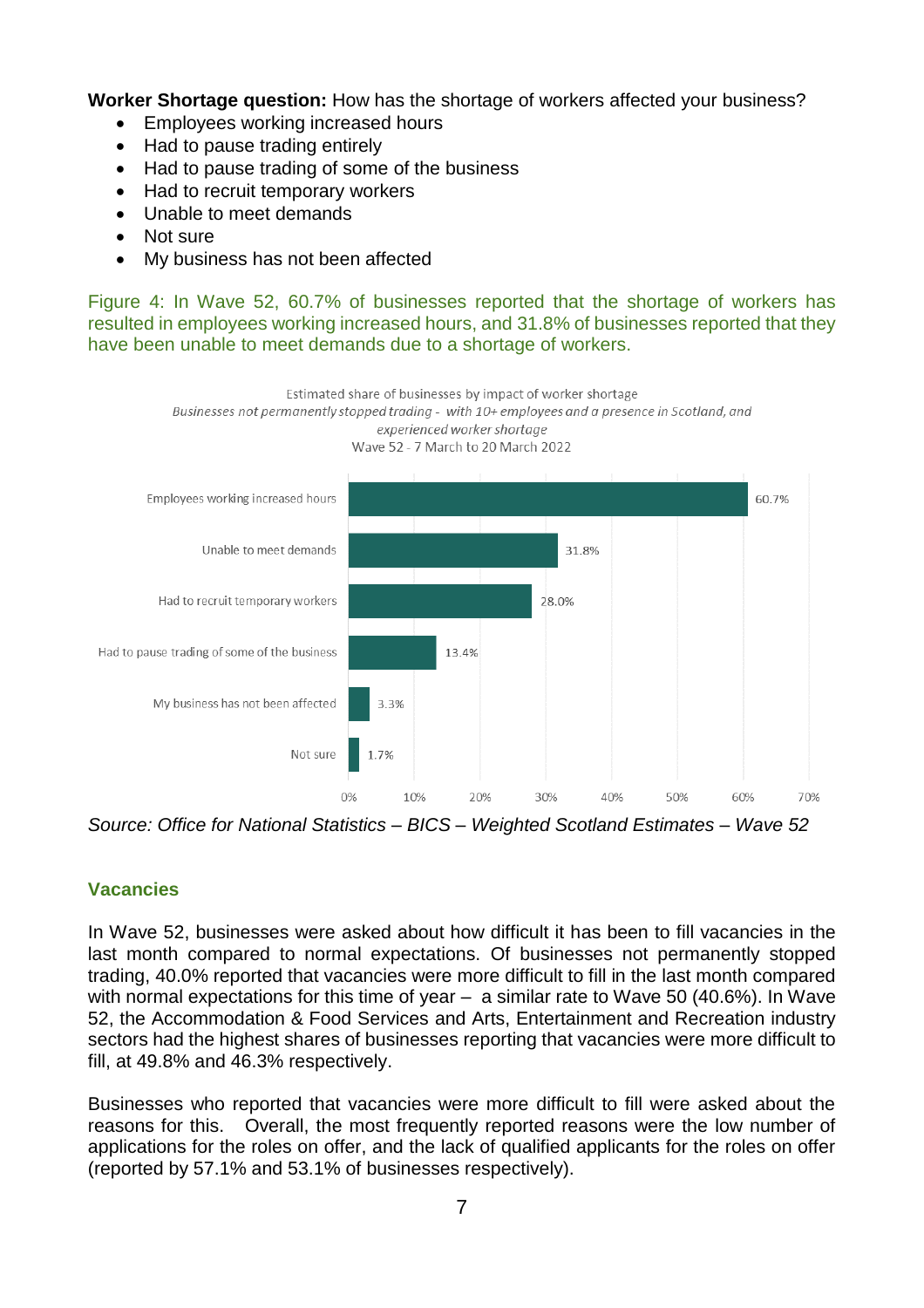**Worker Shortage question:** How has the shortage of workers affected your business?

- Employees working increased hours
- Had to pause trading entirely
- Had to pause trading of some of the business
- Had to recruit temporary workers
- Unable to meet demands
- Not sure
- My business has not been affected

Figure 4: In Wave 52, 60.7% of businesses reported that the shortage of workers has resulted in employees working increased hours, and 31.8% of businesses reported that they have been unable to meet demands due to a shortage of workers.

Estimated share of businesses by impact of worker shortage
*Businesses not permanently stopped trading - with 10+ employees and a presence in Scotland, and experienced worker shortage*
Wave 52 - 7 March to 20 March 2022

| Impact | Share |
| --- | --- |
| Employees working increased hours | 60.7% |
| Unable to meet demands | 31.8% |
| Had to recruit temporary workers | 28.0% |
| Had to pause trading of some of the business | 13.4% |
| My business has not been affected | 3.3% |
| Not sure | 1.7% |

*Source: Office for National Statistics – BICS – Weighted Scotland Estimates – Wave 52*

## Vacancies

In Wave 52, businesses were asked about how difficult it has been to fill vacancies in the last month compared to normal expectations. Of businesses not permanently stopped trading, 40.0% reported that vacancies were more difficult to fill in the last month compared with normal expectations for this time of year – a similar rate to Wave 50 (40.6%). In Wave 52, the Accommodation & Food Services and Arts, Entertainment and Recreation industry sectors had the highest shares of businesses reporting that vacancies were more difficult to fill, at 49.8% and 46.3% respectively.

Businesses who reported that vacancies were more difficult to fill were asked about the reasons for this. Overall, the most frequently reported reasons were the low number of applications for the roles on offer, and the lack of qualified applicants for the roles on offer (reported by 57.1% and 53.1% of businesses respectively).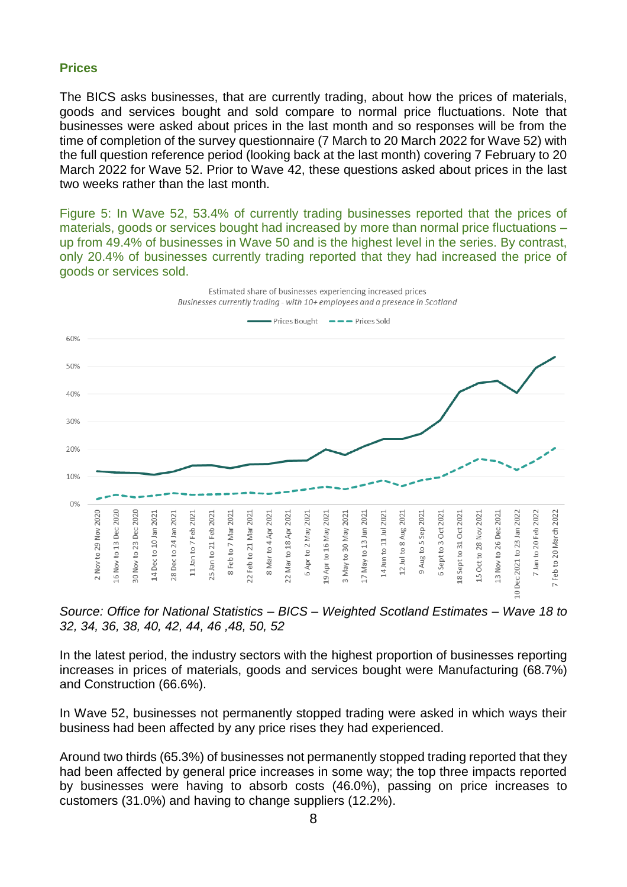### Prices

The BICS asks businesses, that are currently trading, about how the prices of materials, goods and services bought and sold compare to normal price fluctuations. Note that businesses were asked about prices in the last month and so responses will be from the time of completion of the survey questionnaire (7 March to 20 March 2022 for Wave 52) with the full question reference period (looking back at the last month) covering 7 February to 20 March 2022 for Wave 52. Prior to Wave 42, these questions asked about prices in the last two weeks rather than the last month.

Figure 5: In Wave 52, 53.4% of currently trading businesses reported that the prices of materials, goods or services bought had increased by more than normal price fluctuations – up from 49.4% of businesses in Wave 50 and is the highest level in the series. By contrast, only 20.4% of businesses currently trading reported that they had increased the price of goods or services sold.

Estimated share of businesses experiencing increased prices
*Businesses currently trading - with 10+ employees and a presence in Scotland*

Prices Bought / Prices Sold

0%, 10%, 20%, 30%, 40%, 50%, 60%

2 Nov to 29 Nov 2020, 16 Nov to 13 Dec 2020, 30 Nov to 23 Dec 2020, 14 Dec to 10 Jan 2021, 28 Dec to 24 Jan 2021, 11 Jan to 7 Feb 2021, 25 Jan to 21 Feb 2021, 8 Feb to 7 Mar 2021, 22 Feb to 21 Mar 2021, 8 Mar to 4 Apr 2021, 22 Mar to 18 Apr 2021, 6 Apr to 2 May 2021, 19 Apr to 16 May 2021, 3 May to 30 May 2021, 17 May to 13 Jun 2021, 14 Jun to 11 Jul 2021, 12 Jul to 8 Aug 2021, 9 Aug to 5 Sep 2021, 6 Sept to 3 Oct 2021, 18 Sept to 31 Oct 2021, 15 Oct to 28 Nov 2021, 13 Nov to 26 Dec 2021, 10 Dec 2021 to 23 Jan 2022, 7 Jan to 20 Feb 2022, 7 Feb to 20 March 2022

*Source: Office for National Statistics – BICS – Weighted Scotland Estimates – Wave 18 to 32, 34, 36, 38, 40, 42, 44, 46 ,48, 50, 52*

In the latest period, the industry sectors with the highest proportion of businesses reporting increases in prices of materials, goods and services bought were Manufacturing (68.7%) and Construction (66.6%).

In Wave 52, businesses not permanently stopped trading were asked in which ways their business had been affected by any price rises they had experienced.

Around two thirds (65.3%) of businesses not permanently stopped trading reported that they had been affected by general price increases in some way; the top three impacts reported by businesses were having to absorb costs (46.0%), passing on price increases to customers (31.0%) and having to change suppliers (12.2%).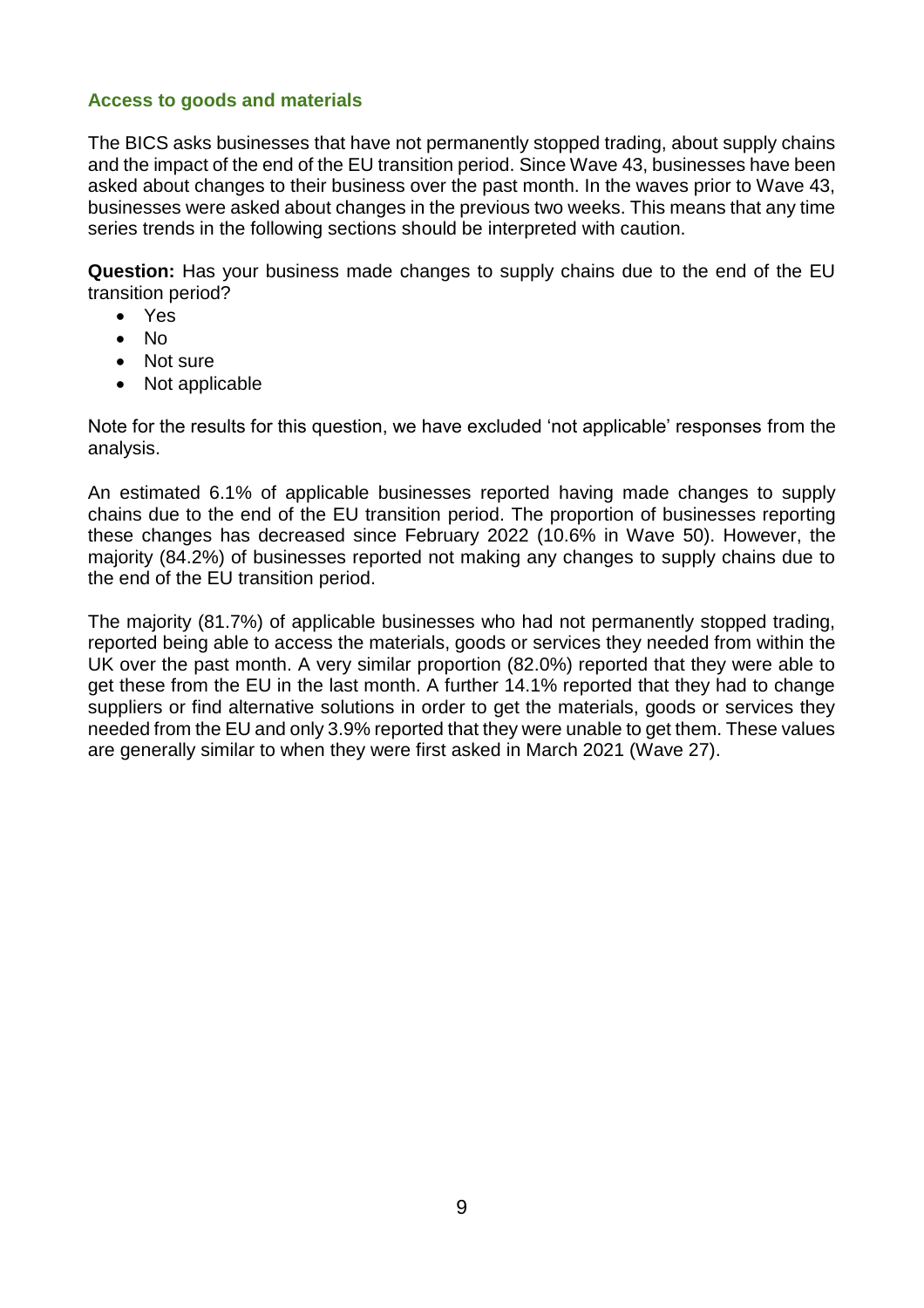### Access to goods and materials

The BICS asks businesses that have not permanently stopped trading, about supply chains and the impact of the end of the EU transition period. Since Wave 43, businesses have been asked about changes to their business over the past month. In the waves prior to Wave 43, businesses were asked about changes in the previous two weeks. This means that any time series trends in the following sections should be interpreted with caution.

**Question:** Has your business made changes to supply chains due to the end of the EU transition period?

- Yes
- No
- Not sure
- Not applicable

Note for the results for this question, we have excluded 'not applicable' responses from the analysis.

An estimated 6.1% of applicable businesses reported having made changes to supply chains due to the end of the EU transition period. The proportion of businesses reporting these changes has decreased since February 2022 (10.6% in Wave 50). However, the majority (84.2%) of businesses reported not making any changes to supply chains due to the end of the EU transition period.

The majority (81.7%) of applicable businesses who had not permanently stopped trading, reported being able to access the materials, goods or services they needed from within the UK over the past month. A very similar proportion (82.0%) reported that they were able to get these from the EU in the last month. A further 14.1% reported that they had to change suppliers or find alternative solutions in order to get the materials, goods or services they needed from the EU and only 3.9% reported that they were unable to get them. These values are generally similar to when they were first asked in March 2021 (Wave 27).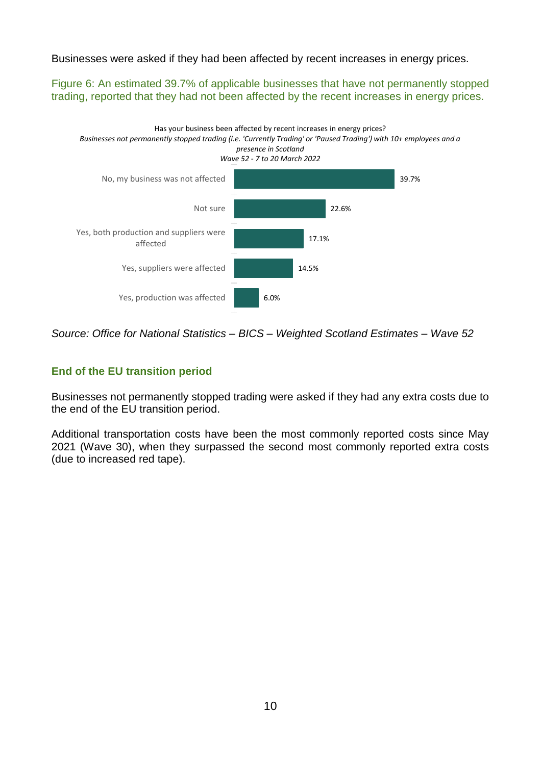Businesses were asked if they had been affected by recent increases in energy prices.

Figure 6: An estimated 39.7% of applicable businesses that have not permanently stopped trading, reported that they had not been affected by the recent increases in energy prices.

Has your business been affected by recent increases in energy prices?

*Businesses not permanently stopped trading (i.e. 'Currently Trading' or 'Paused Trading') with 10+ employees and a presence in Scotland*

*Wave 52 - 7 to 20 March 2022*

| Response | Percentage |
|---|---|
| No, my business was not affected | 39.7% |
| Not sure | 22.6% |
| Yes, both production and suppliers were affected | 17.1% |
| Yes, suppliers were affected | 14.5% |
| Yes, production was affected | 6.0% |

*Source: Office for National Statistics – BICS – Weighted Scotland Estimates – Wave 52*

### End of the EU transition period

Businesses not permanently stopped trading were asked if they had any extra costs due to the end of the EU transition period.

Additional transportation costs have been the most commonly reported costs since May 2021 (Wave 30), when they surpassed the second most commonly reported extra costs (due to increased red tape).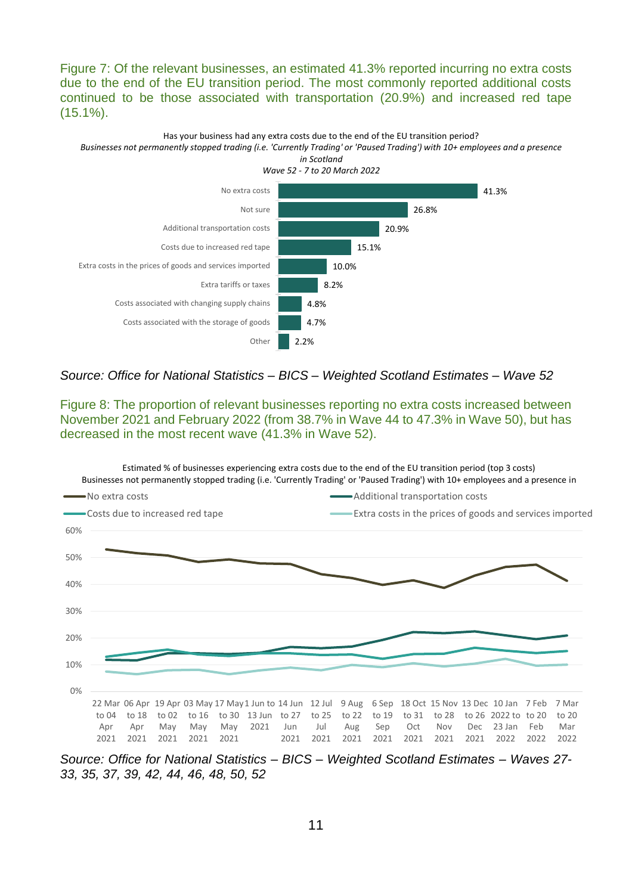Figure 7: Of the relevant businesses, an estimated 41.3% reported incurring no extra costs due to the end of the EU transition period. The most commonly reported additional costs continued to be those associated with transportation (20.9%) and increased red tape (15.1%).

Has your business had any extra costs due to the end of the EU transition period?
*Businesses not permanently stopped trading (i.e. 'Currently Trading' or 'Paused Trading') with 10+ employees and a presence in Scotland*
*Wave 52 - 7 to 20 March 2022*

| Response | % |
|---|---|
| No extra costs | 41.3% |
| Not sure | 26.8% |
| Additional transportation costs | 20.9% |
| Costs due to increased red tape | 15.1% |
| Extra costs in the prices of goods and services imported | 10.0% |
| Extra tariffs or taxes | 8.2% |
| Costs associated with changing supply chains | 4.8% |
| Costs associated with the storage of goods | 4.7% |
| Other | 2.2% |

*Source: Office for National Statistics – BICS – Weighted Scotland Estimates – Wave 52*

Figure 8: The proportion of relevant businesses reporting no extra costs increased between November 2021 and February 2022 (from 38.7% in Wave 44 to 47.3% in Wave 50), but has decreased in the most recent wave (41.3% in Wave 52).

Estimated % of businesses experiencing extra costs due to the end of the EU transition period (top 3 costs)
Businesses not permanently stopped trading (i.e. 'Currently Trading' or 'Paused Trading') with 10+ employees and a presence in

Legend: No extra costs; Additional transportation costs; Costs due to increased red tape; Extra costs in the prices of goods and services imported

Y-axis: 0%–60%

X-axis: 22 Mar to 04 Apr 2021, 06 Apr to 18 Apr 2021, 19 Apr to 02 May 2021, 03 May to 16 May 2021, 17 May to 30 May 2021, 1 Jun to 13 Jun 2021, 14 Jun to 27 Jun 2021, 12 Jul to 25 Jul 2021, 9 Aug to 22 Aug 2021, 6 Sep to 19 Sep 2021, 18 Oct to 31 Oct 2021, 15 Nov to 28 Nov 2021, 13 Dec to 26 Dec 2021, 10 Jan 2022 to 23 Jan 2022, 7 Feb to 20 Feb 2022, 7 Mar to 20 Mar 2022

*Source: Office for National Statistics – BICS – Weighted Scotland Estimates – Waves 27-33, 35, 37, 39, 42, 44, 46, 48, 50, 52*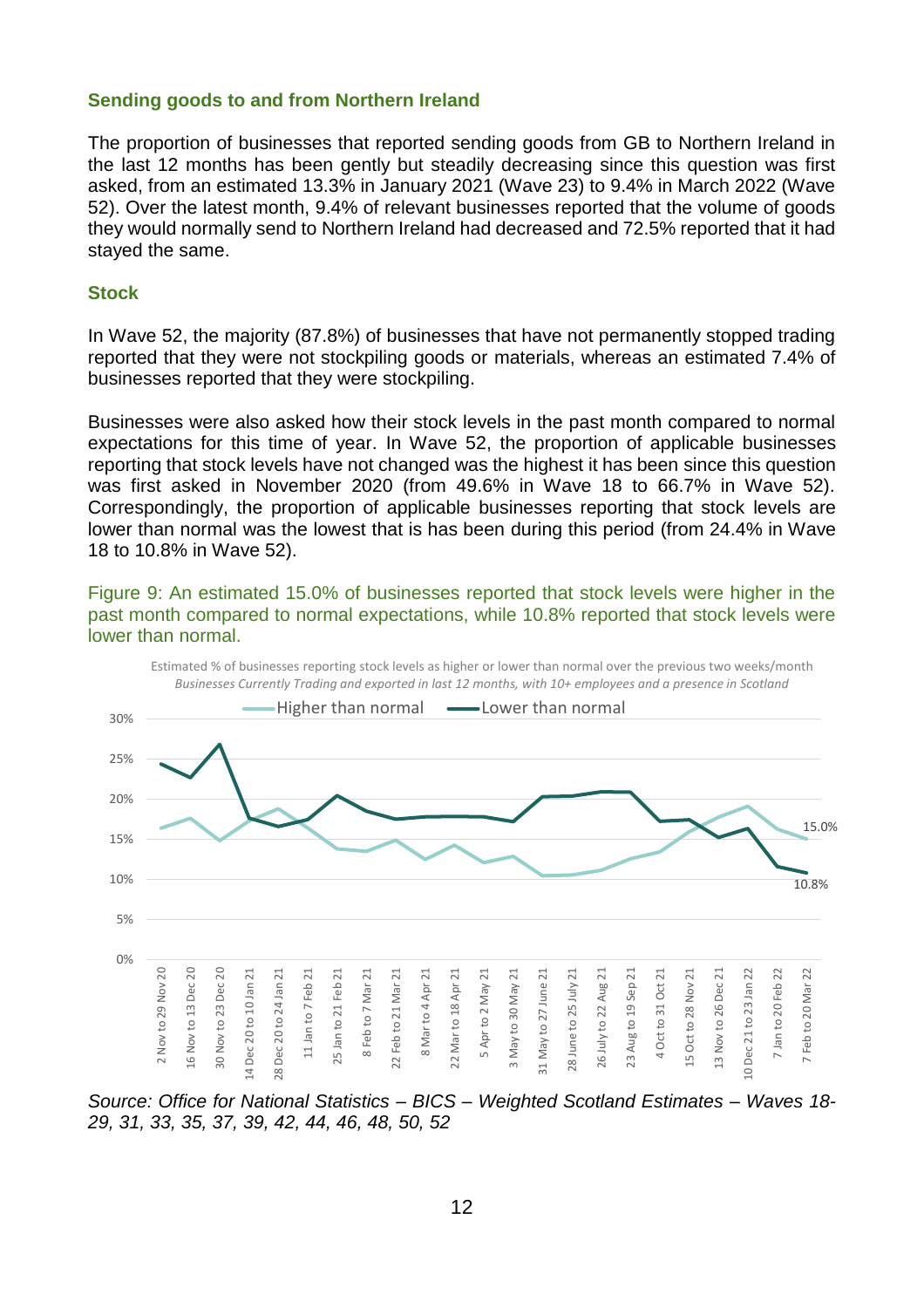### Sending goods to and from Northern Ireland

The proportion of businesses that reported sending goods from GB to Northern Ireland in the last 12 months has been gently but steadily decreasing since this question was first asked, from an estimated 13.3% in January 2021 (Wave 23) to 9.4% in March 2022 (Wave 52). Over the latest month, 9.4% of relevant businesses reported that the volume of goods they would normally send to Northern Ireland had decreased and 72.5% reported that it had stayed the same.

### Stock

In Wave 52, the majority (87.8%) of businesses that have not permanently stopped trading reported that they were not stockpiling goods or materials, whereas an estimated 7.4% of businesses reported that they were stockpiling.

Businesses were also asked how their stock levels in the past month compared to normal expectations for this time of year. In Wave 52, the proportion of applicable businesses reporting that stock levels have not changed was the highest it has been since this question was first asked in November 2020 (from 49.6% in Wave 18 to 66.7% in Wave 52). Correspondingly, the proportion of applicable businesses reporting that stock levels are lower than normal was the lowest that is has been during this period (from 24.4% in Wave 18 to 10.8% in Wave 52).

Figure 9: An estimated 15.0% of businesses reported that stock levels were higher in the past month compared to normal expectations, while 10.8% reported that stock levels were lower than normal.

Estimated % of businesses reporting stock levels as higher or lower than normal over the previous two weeks/month
*Businesses Currently Trading and exported in last 12 months, with 10+ employees and a presence in Scotland*

Legend: Higher than normal; Lower than normal

Labelled values: Higher than normal 15.0%; Lower than normal 10.8% (7 Feb to 20 Mar 22)

Periods: 2 Nov to 29 Nov 20; 16 Nov to 13 Dec 20; 30 Nov to 23 Dec 20; 14 Dec 20 to 10 Jan 21; 28 Dec 20 to 24 Jan 21; 11 Jan to 7 Feb 21; 25 Jan to 21 Feb 21; 8 Feb to 7 Mar 21; 22 Feb to 21 Mar 21; 8 Mar to 4 Apr 21; 22 Mar to 18 Apr 21; 5 Apr to 2 May 21; 3 May to 30 May 21; 31 May to 27 June 21; 28 June to 25 July 21; 26 July to 22 Aug 21; 23 Aug to 19 Sep 21; 4 Oct to 31 Oct 21; 15 Oct to 28 Nov 21; 13 Nov to 26 Dec 21; 10 Dec 21 to 23 Jan 22; 7 Jan to 20 Feb 22; 7 Feb to 20 Mar 22

*Source: Office for National Statistics – BICS – Weighted Scotland Estimates – Waves 18-29, 31, 33, 35, 37, 39, 42, 44, 46, 48, 50, 52*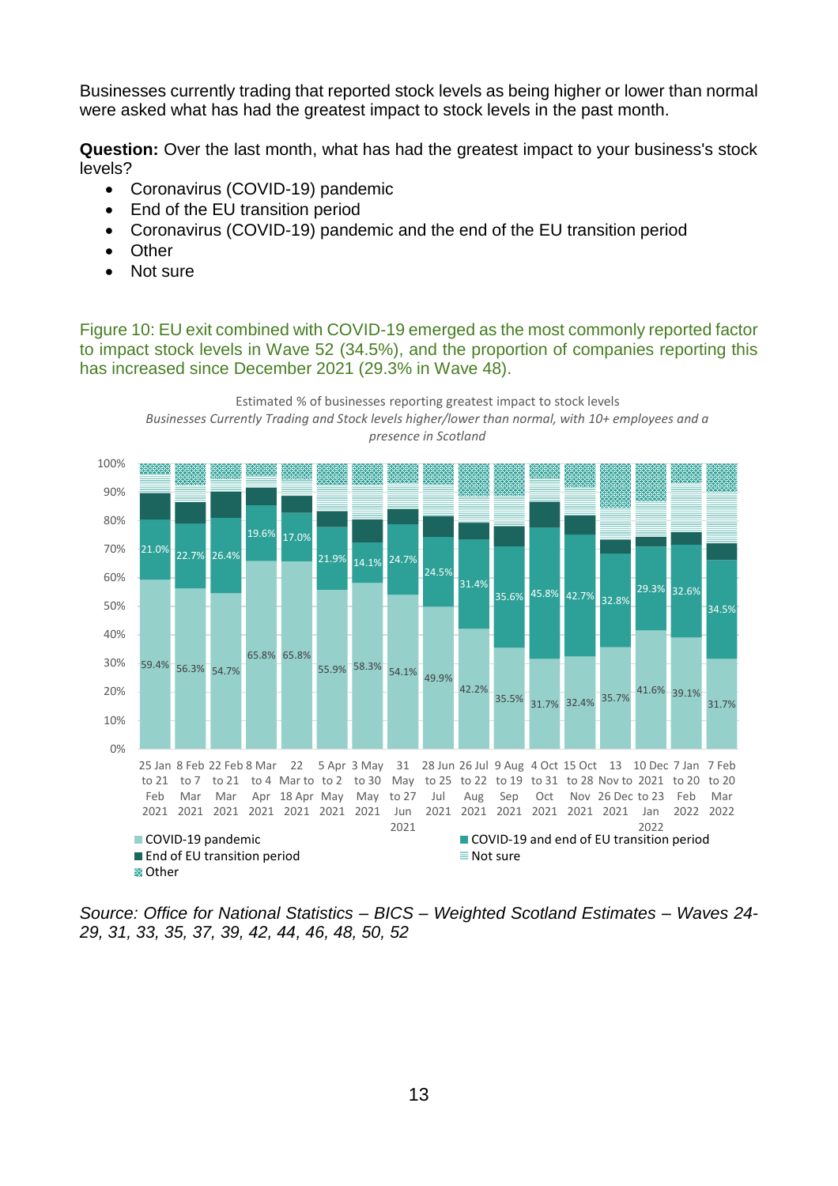Businesses currently trading that reported stock levels as being higher or lower than normal were asked what has had the greatest impact to stock levels in the past month.

**Question:** Over the last month, what has had the greatest impact to your business's stock levels?

- Coronavirus (COVID-19) pandemic
- End of the EU transition period
- Coronavirus (COVID-19) pandemic and the end of the EU transition period
- Other
- Not sure

Figure 10: EU exit combined with COVID-19 emerged as the most commonly reported factor to impact stock levels in Wave 52 (34.5%), and the proportion of companies reporting this has increased since December 2021 (29.3% in Wave 48).

Estimated % of businesses reporting greatest impact to stock levels

*Businesses Currently Trading and Stock levels higher/lower than normal, with 10+ employees and a presence in Scotland*

| Period | COVID-19 pandemic | COVID-19 and end of EU transition period |
|---|---|---|
| 25 Jan to 21 Feb 2021 | 59.4% | 21.0% |
| 8 Feb to 7 Mar 2021 | 56.3% | 22.7% |
| 22 Feb to 21 Mar 2021 | 54.7% | 26.4% |
| 8 Mar to 4 Apr 2021 | 65.8% | 19.6% |
| 22 Mar to 18 Apr 2021 | 65.8% | 17.0% |
| 5 Apr to 2 May 2021 | 55.9% | 21.9% |
| 3 May to 30 May 2021 | 58.3% | 14.1% |
| 31 May to 27 Jun 2021 | 54.1% | 24.7% |
| 28 Jun to 25 Jul 2021 | 49.9% | 24.5% |
| 26 Jul to 22 Aug 2021 | 42.2% | 31.4% |
| 9 Aug to 19 Sep 2021 | 35.5% | 35.6% |
| 4 Oct to 31 Oct 2021 | 31.7% | 45.8% |
| 15 Oct to 28 Nov 2021 | 32.4% | 42.7% |
| 13 Nov to 26 Dec 2021 | 35.7% | 32.8% |
| 10 Dec 2021 to 23 Jan 2022 | 41.6% | 29.3% |
| 7 Jan to 20 Feb 2022 | 39.1% | 32.6% |
| 7 Feb to 20 Mar 2022 | 31.7% | 34.5% |

Legend: COVID-19 pandemic; COVID-19 and end of EU transition period; End of EU transition period; Not sure; Other

*Source: Office for National Statistics – BICS – Weighted Scotland Estimates – Waves 24-29, 31, 33, 35, 37, 39, 42, 44, 46, 48, 50, 52*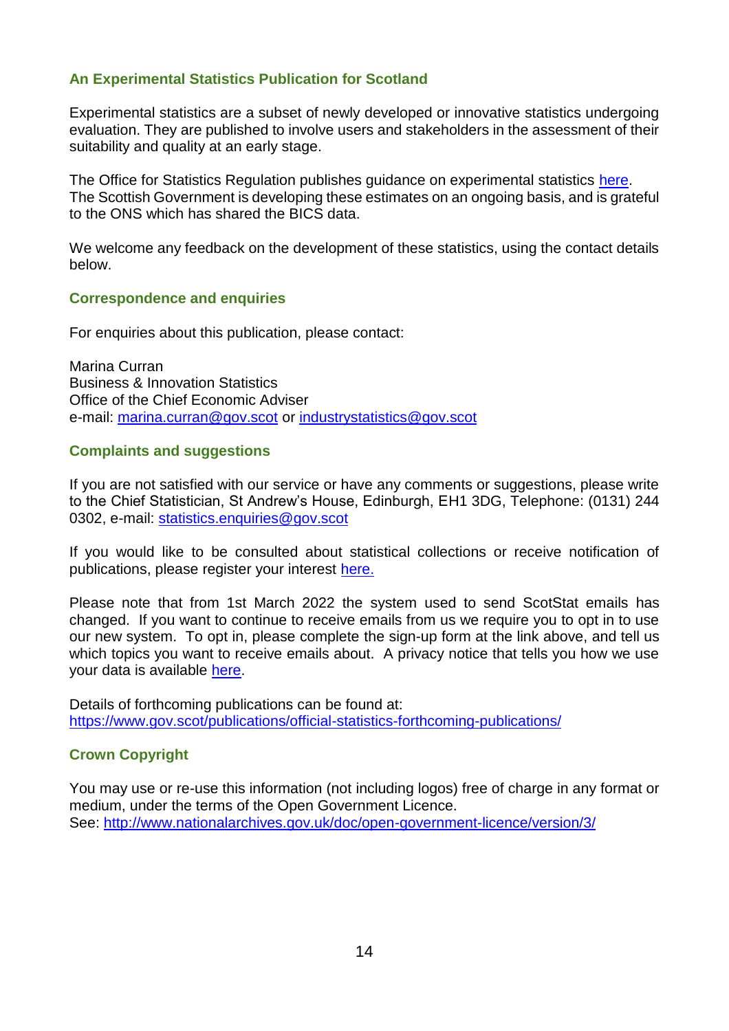### An Experimental Statistics Publication for Scotland

Experimental statistics are a subset of newly developed or innovative statistics undergoing evaluation. They are published to involve users and stakeholders in the assessment of their suitability and quality at an early stage.

The Office for Statistics Regulation publishes guidance on experimental statistics here. The Scottish Government is developing these estimates on an ongoing basis, and is grateful to the ONS which has shared the BICS data.

We welcome any feedback on the development of these statistics, using the contact details below.

### Correspondence and enquiries

For enquiries about this publication, please contact:

Marina Curran
Business & Innovation Statistics
Office of the Chief Economic Adviser
e-mail: marina.curran@gov.scot or industrystatistics@gov.scot

### Complaints and suggestions

If you are not satisfied with our service or have any comments or suggestions, please write to the Chief Statistician, St Andrew's House, Edinburgh, EH1 3DG, Telephone: (0131) 244 0302, e-mail: statistics.enquiries@gov.scot

If you would like to be consulted about statistical collections or receive notification of publications, please register your interest here.

Please note that from 1st March 2022 the system used to send ScotStat emails has changed. If you want to continue to receive emails from us we require you to opt in to use our new system. To opt in, please complete the sign-up form at the link above, and tell us which topics you want to receive emails about. A privacy notice that tells you how we use your data is available here.

Details of forthcoming publications can be found at:
https://www.gov.scot/publications/official-statistics-forthcoming-publications/

### Crown Copyright

You may use or re-use this information (not including logos) free of charge in any format or medium, under the terms of the Open Government Licence.
See: http://www.nationalarchives.gov.uk/doc/open-government-licence/version/3/